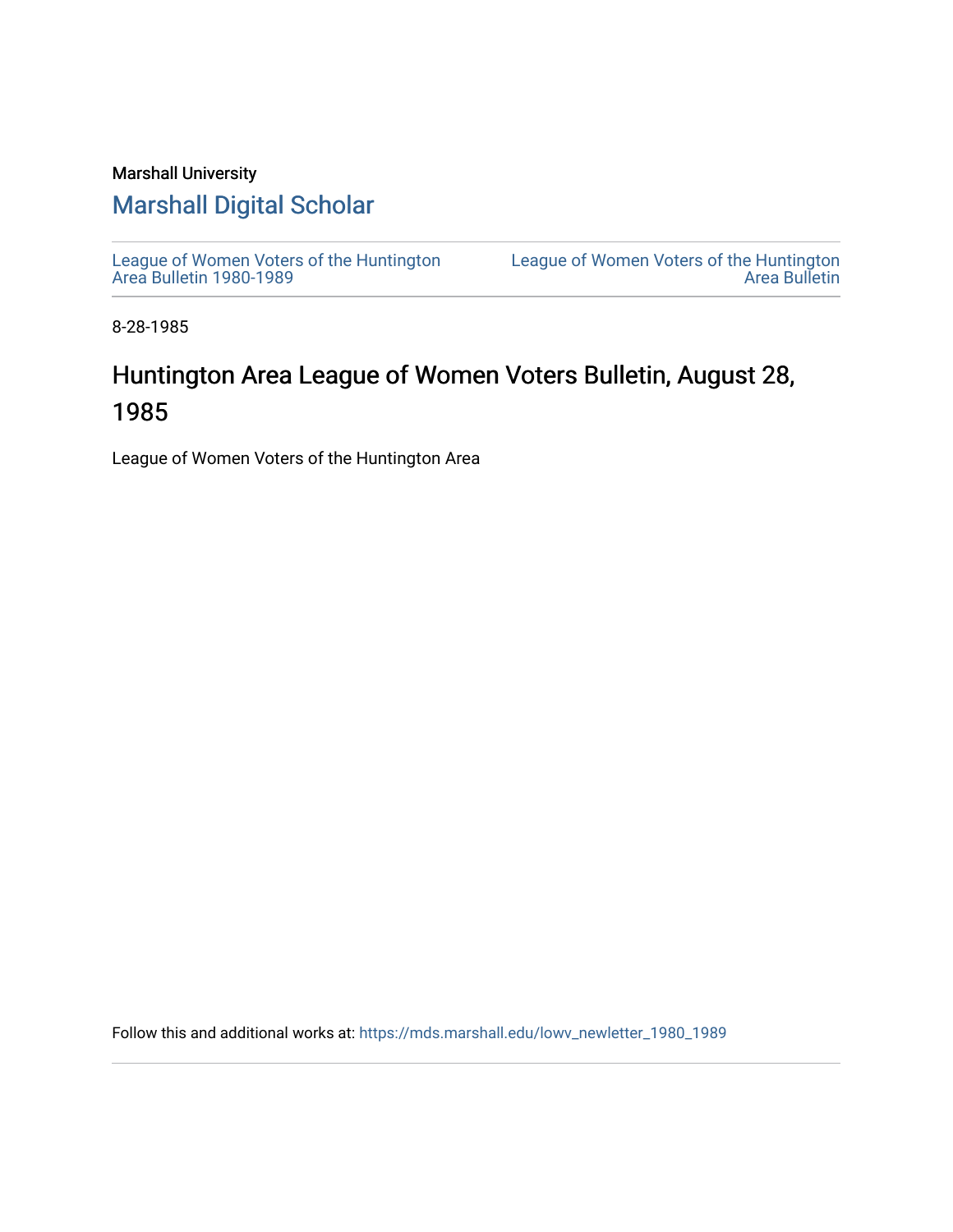Marshall University

# Marshall Digital Scholar

League of Women Voters of the Huntington Area Bulletin 1980-1989

League of Women Voters of the Huntington Area Bulletin

8-28-1985

## Huntington Area League of Women Voters Bulletin, August 28, 1985

League of Women Voters of the Huntington Area

Follow this and additional works at: https://mds.marshall.edu/lowv_newletter_1980_1989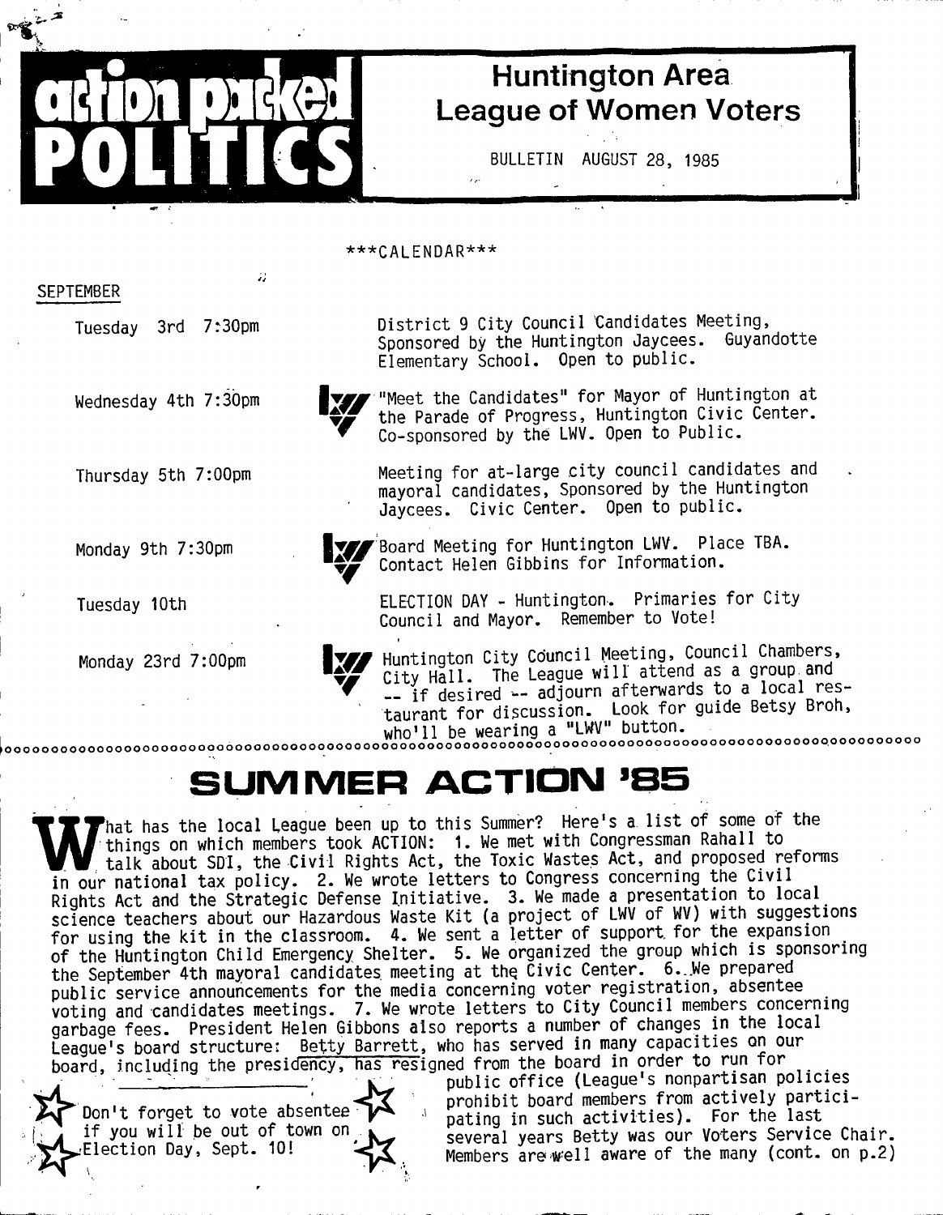# action packed POLITICS

## Huntington Area League of Women Voters

BULLETIN AUGUST 28, 1985

***CALENDAR***

SEPTEMBER

| | |
|---|---|
| Tuesday 3rd 7:30pm | District 9 City Council Candidates Meeting, Sponsored by the Huntington Jaycees. Guyandotte Elementary School. Open to public. |
| Wednesday 4th 7:30pm | "Meet the Candidates" for Mayor of Huntington at the Parade of Progress, Huntington Civic Center. Co-sponsored by the LWV. Open to Public. |
| Thursday 5th 7:00pm | Meeting for at-large city council candidates and mayoral candidates, Sponsored by the Huntington Jaycees. Civic Center. Open to public. |
| Monday 9th 7:30pm | Board Meeting for Huntington LWV. Place TBA. Contact Helen Gibbins for Information. |
| Tuesday 10th | ELECTION DAY - Huntington. Primaries for City Council and Mayor. Remember to Vote! |
| Monday 23rd 7:00pm | Huntington City Council Meeting, Council Chambers, City Hall. The League will attend as a group and -- if desired -- adjourn afterwards to a local restaurant for discussion. Look for guide Betsy Broh, who'll be wearing a "LWV" button. |

## SUMMER ACTION '85

What has the local League been up to this Summer? Here's a list of some of the things on which members took ACTION: 1. We met with Congressman Rahall to talk about SDI, the Civil Rights Act, the Toxic Wastes Act, and proposed reforms in our national tax policy. 2. We wrote letters to Congress concerning the Civil Rights Act and the Strategic Defense Initiative. 3. We made a presentation to local science teachers about our Hazardous Waste Kit (a project of LWV of WV) with suggestions for using the kit in the classroom. 4. We sent a letter of support for the expansion of the Huntington Child Emergency Shelter. 5. We organized the group which is sponsoring the September 4th mayoral candidates meeting at the Civic Center. 6. We prepared public service announcements for the media concerning voter registration, absentee voting and candidates meetings. 7. We wrote letters to City Council members concerning garbage fees. President Helen Gibbons also reports a number of changes in the local League's board structure: Betty Barrett, who has served in many capacities on our board, including the presidency, has resigned from the board in order to run for public office (League's nonpartisan policies prohibit board members from actively participating in such activities). For the last several years Betty was our Voters Service Chair. Members are well aware of the many (cont. on p.2)

Don't forget to vote absentee if you will be out of town on Election Day, Sept. 10!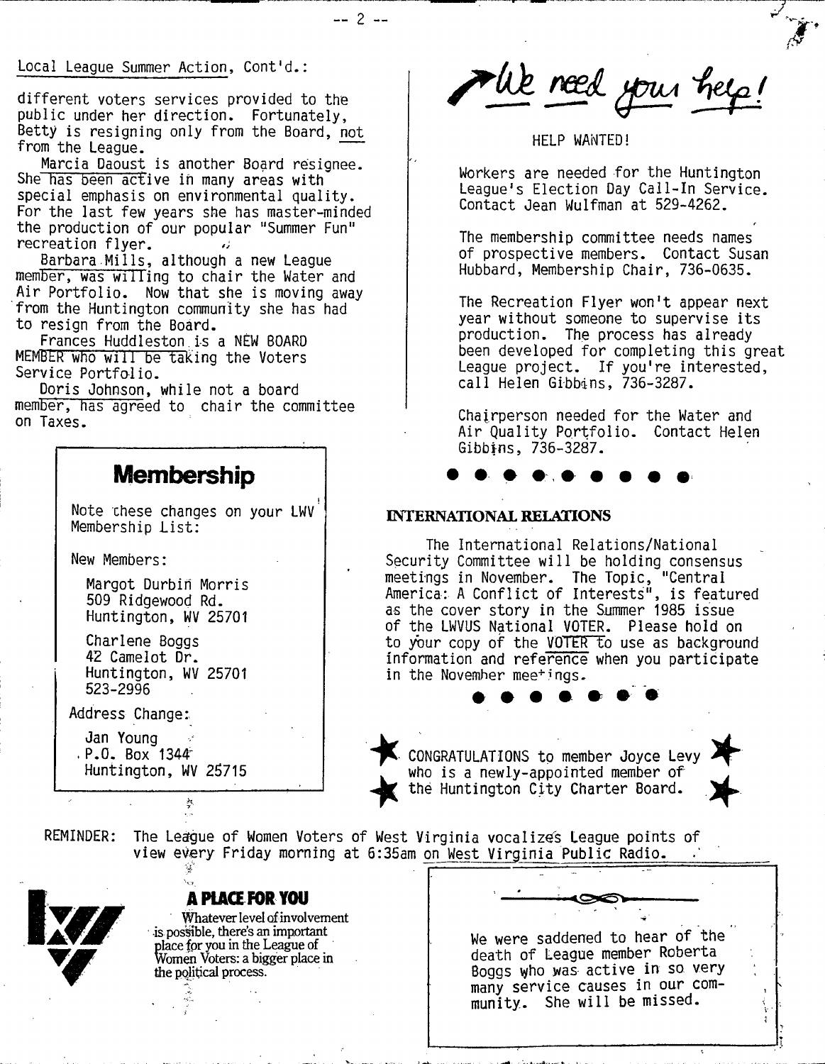Local League Summer Action, Cont'd.:

different voters services provided to the public under her direction. Fortunately, Betty is resigning only from the Board, not from the League.

Marcia Daoust is another Board resignee. She has been active in many areas with special emphasis on environmental quality. For the last few years she has master-minded the production of our popular "Summer Fun" recreation flyer.

Barbara Mills, although a new League member, was willing to chair the Water and Air Portfolio. Now that she is moving away from the Huntington community she has had to resign from the Board.

Frances Huddleston is a NEW BOARD MEMBER who will be taking the Voters Service Portfolio.

Doris Johnson, while not a board member, has agreed to chair the committee on Taxes.

## Membership

Note these changes on your LWV Membership List:

New Members:

Margot Durbin Morris
509 Ridgewood Rd.
Huntington, WV 25701

Charlene Boggs
42 Camelot Dr.
Huntington, WV 25701
523-2996

Address Change:

Jan Young
P.O. Box 1344
Huntington, WV 25715

## We need your help!

HELP WANTED!

Workers are needed for the Huntington League's Election Day Call-In Service. Contact Jean Wulfman at 529-4262.

The membership committee needs names of prospective members. Contact Susan Hubbard, Membership Chair, 736-0635.

The Recreation Flyer won't appear next year without someone to supervise its production. The process has already been developed for completing this great League project. If you're interested, call Helen Gibbins, 736-3287.

Chairperson needed for the Water and Air Quality Portfolio. Contact Helen Gibbins, 736-3287.

## INTERNATIONAL RELATIONS

The International Relations/National Security Committee will be holding consensus meetings in November. The Topic, "Central America: A Conflict of Interests", is featured as the cover story in the Summer 1985 issue of the LWVUS National VOTER. Please hold on to your copy of the VOTER to use as background information and reference when you participate in the November meetings.

CONGRATULATIONS to member Joyce Levy who is a newly-appointed member of the Huntington City Charter Board.

REMINDER: The League of Women Voters of West Virginia vocalizes League points of view every Friday morning at 6:35am on West Virginia Public Radio.

### A PLACE FOR YOU

Whatever level of involvement is possible, there's an important place for you in the League of Women Voters: a bigger place in the political process.

We were saddened to hear of the death of League member Roberta Boggs who was active in so very many service causes in our community. She will be missed.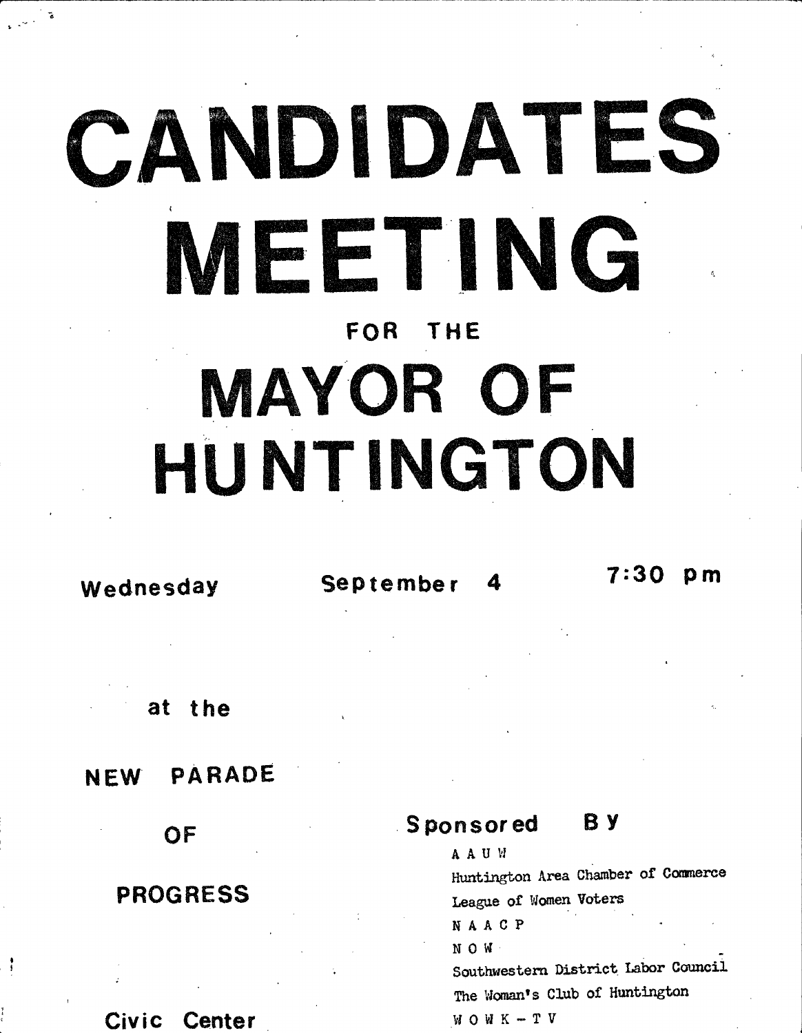# CANDIDATES MEETING

FOR THE

# MAYOR OF HUNTINGTON

**Wednesday** **September 4** **7:30 pm**

**at the**

**NEW PARADE**

**OF**

**PROGRESS**

**Civic Center**

**Sponsored By**

A A U W
Huntington Area Chamber of Commerce
League of Women Voters
N A A C P
N O W
Southwestern District Labor Council
The Woman's Club of Huntington
W O W K - T V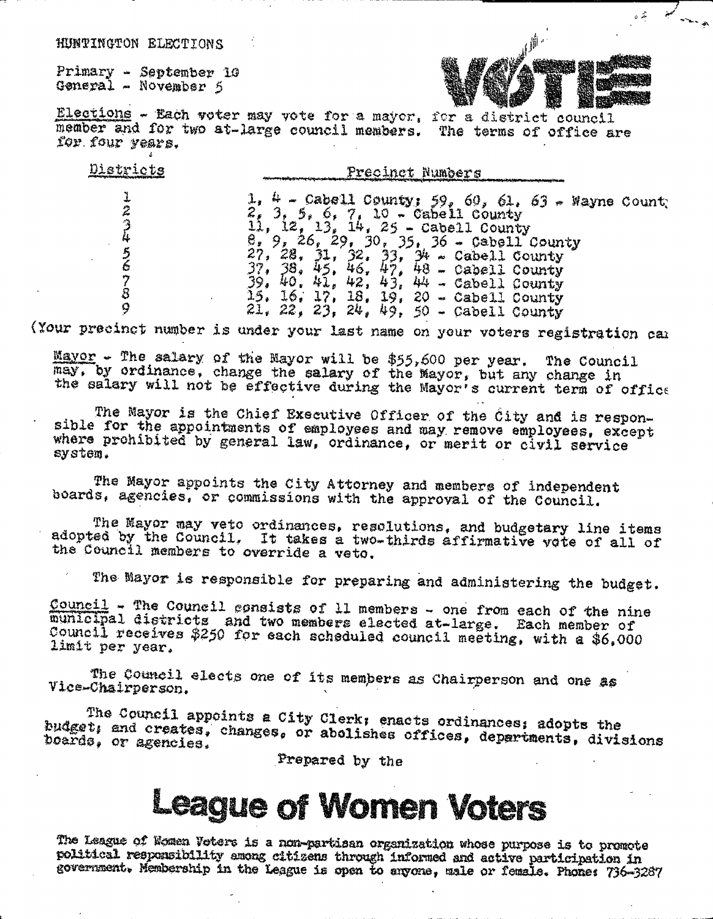HUNTINGTON ELECTIONS

Primary - September 10
General - November 5

VOTE

Elections - Each voter may vote for a mayor, for a district council member and for two at-large council members. The terms of office are for four years.

| Districts | Precinct Numbers |
|---|---|
| 1 | 1, 4 - Cabell County; 59, 60, 61, 63 - Wayne County |
| 2 | 2, 3, 5, 6, 7, 10 - Cabell County |
| 3 | 11, 12, 13, 14, 25 - Cabell County |
| 4 | 8, 9, 26, 29, 30, 35, 36 - Cabell County |
| 5 | 27, 28, 31, 32, 33, 34 - Cabell County |
| 6 | 37, 38, 45, 46, 47, 48 - Cabell County |
| 7 | 39, 40, 41, 42, 43, 44 - Cabell County |
| 8 | 15, 16, 17, 18, 19, 20 - Cabell County |
| 9 | 21, 22, 23, 24, 49, 50 - Cabell County |

(Your precinct number is under your last name on your voters registration car

Mayor - The salary of the Mayor will be $55,600 per year. The Council may, by ordinance, change the salary of the Mayor, but any change in the salary will not be effective during the Mayor's current term of office

The Mayor is the Chief Executive Officer of the City and is responsible for the appointments of employees and may remove employees, except where prohibited by general law, ordinance, or merit or civil service system.

The Mayor appoints the City Attorney and members of independent boards, agencies, or commissions with the approval of the Council.

The Mayor may veto ordinances, resolutions, and budgetary line items adopted by the Council. It takes a two-thirds affirmative vote of all of the Council members to override a veto.

The Mayor is responsible for preparing and administering the budget.

Council - The Council consists of 11 members - one from each of the nine municipal districts and two members elected at-large. Each member of Council receives $250 for each scheduled council meeting, with a $6,000 limit per year.

The Council elects one of its members as Chairperson and one as Vice-Chairperson.

The Council appoints a City Clerk; enacts ordinances; adopts the budget; and creates, changes, or abolishes offices, departments, divisions boards, or agencies.

Prepared by the

# League of Women Voters

The League of Women Voters is a non-partisan organization whose purpose is to promote political responsibility among citizens through informed and active participation in government. Membership in the League is open to anyone, male or female. Phone: 736-3287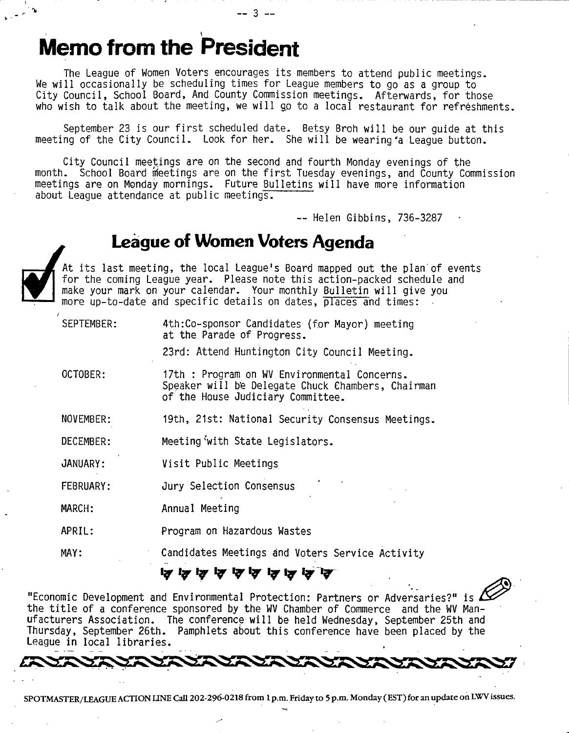# Memo from the President

The League of Women Voters encourages its members to attend public meetings. We will occasionally be scheduling times for League members to go as a group to City Council, School Board, And County Commission meetings. Afterwards, for those who wish to talk about the meeting, we will go to a local restaurant for refreshments.

September 23 is our first scheduled date. Betsy Broh will be our guide at this meeting of the City Council. Look for her. She will be wearing a League button.

City Council meetings are on the second and fourth Monday evenings of the month. School Board meetings are on the first Tuesday evenings, and County Commission meetings are on Monday mornings. Future Bulletins will have more information about League attendance at public meetings.

-- Helen Gibbins, 736-3287

## League of Women Voters Agenda

At its last meeting, the local League's Board mapped out the plan of events for the coming League year. Please note this action-packed schedule and make your mark on your calendar. Your monthly Bulletin will give you more up-to-date and specific details on dates, places and times:

| | |
|---|---|
| SEPTEMBER: | 4th:Co-sponsor Candidates (for Mayor) meeting at the Parade of Progress. |
| | 23rd: Attend Huntington City Council Meeting. |
| OCTOBER: | 17th : Program on WV Environmental Concerns. Speaker will be Delegate Chuck Chambers, Chairman of the House Judiciary Committee. |
| NOVEMBER: | 19th, 21st: National Security Consensus Meetings. |
| DECEMBER: | Meeting with State Legislators. |
| JANUARY: | Visit Public Meetings |
| FEBRUARY: | Jury Selection Consensus |
| MARCH: | Annual Meeting |
| APRIL: | Program on Hazardous Wastes |
| MAY: | Candidates Meetings and Voters Service Activity |

"Economic Development and Environmental Protection: Partners or Adversaries?" is the title of a conference sponsored by the WV Chamber of Commerce and the WV Manufacturers Association. The conference will be held Wednesday, September 25th and Thursday, September 26th. Pamphlets about this conference have been placed by the League in local libraries.

SPOTMASTER/LEAGUE ACTION LINE Call 202-296-0218 from 1 p.m. Friday to 5 p.m. Monday (EST) for an update on LWV issues.